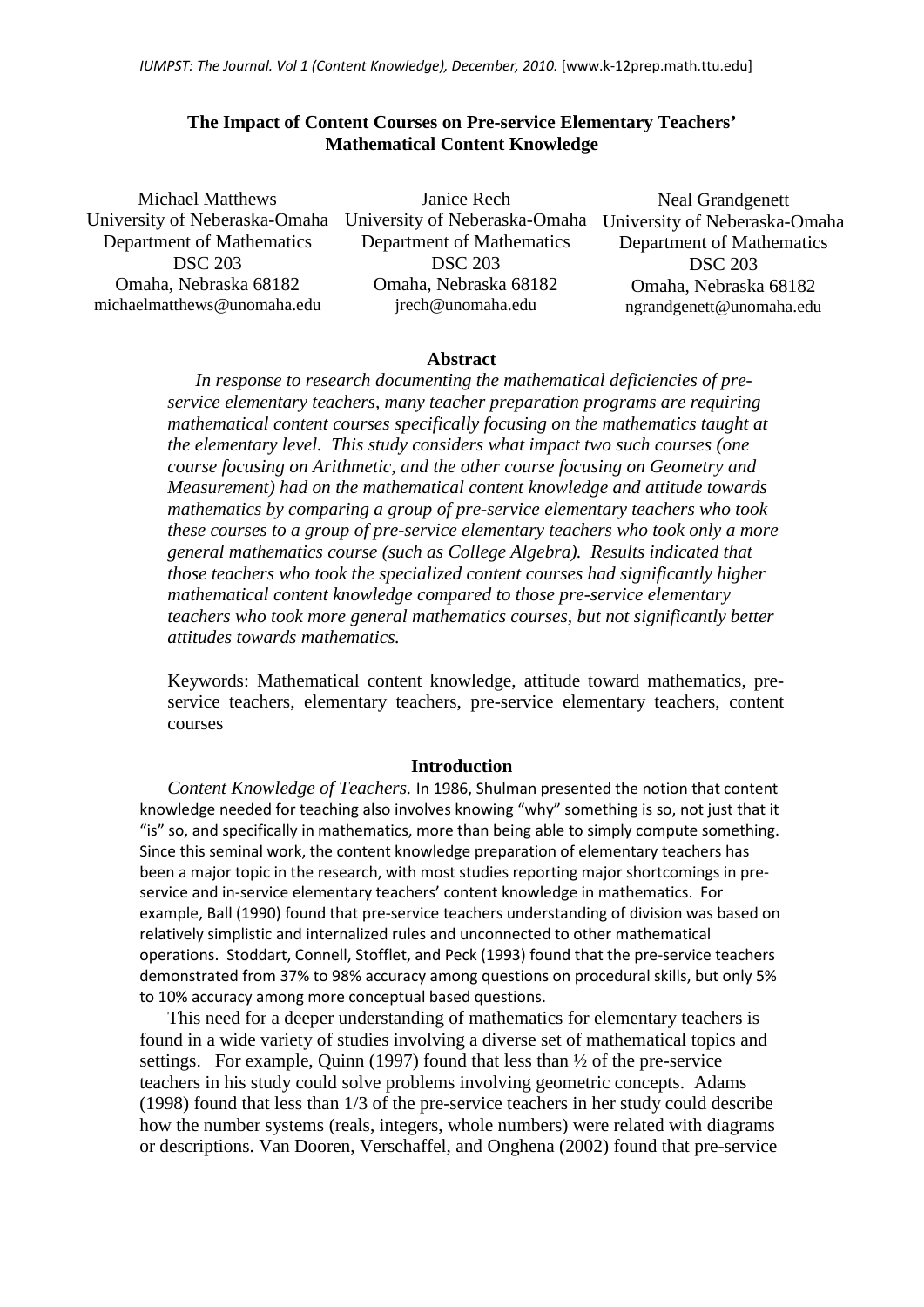# The Impact of Content Courses on Pre-service Elementary Teachers' Mathematical Content Knowledge

Michael Matthews
University of Neberaska-Omaha
Department of Mathematics
DSC 203
Omaha, Nebraska 68182
michaelmatthews@unomaha.edu

Janice Rech
University of Neberaska-Omaha
Department of Mathematics
DSC 203
Omaha, Nebraska 68182
jrech@unomaha.edu

Neal Grandgenett
University of Neberaska-Omaha
Department of Mathematics
DSC 203
Omaha, Nebraska 68182
ngrandgenett@unomaha.edu

## Abstract

*In response to research documenting the mathematical deficiencies of pre-service elementary teachers, many teacher preparation programs are requiring mathematical content courses specifically focusing on the mathematics taught at the elementary level. This study considers what impact two such courses (one course focusing on Arithmetic, and the other course focusing on Geometry and Measurement) had on the mathematical content knowledge and attitude towards mathematics by comparing a group of pre-service elementary teachers who took these courses to a group of pre-service elementary teachers who took only a more general mathematics course (such as College Algebra). Results indicated that those teachers who took the specialized content courses had significantly higher mathematical content knowledge compared to those pre-service elementary teachers who took more general mathematics courses, but not significantly better attitudes towards mathematics.*

Keywords: Mathematical content knowledge, attitude toward mathematics, pre-service teachers, elementary teachers, pre-service elementary teachers, content courses

## Introduction

*Content Knowledge of Teachers.* In 1986, Shulman presented the notion that content knowledge needed for teaching also involves knowing "why" something is so, not just that it "is" so, and specifically in mathematics, more than being able to simply compute something. Since this seminal work, the content knowledge preparation of elementary teachers has been a major topic in the research, with most studies reporting major shortcomings in pre-service and in-service elementary teachers' content knowledge in mathematics. For example, Ball (1990) found that pre-service teachers understanding of division was based on relatively simplistic and internalized rules and unconnected to other mathematical operations. Stoddart, Connell, Stofflet, and Peck (1993) found that the pre-service teachers demonstrated from 37% to 98% accuracy among questions on procedural skills, but only 5% to 10% accuracy among more conceptual based questions.

This need for a deeper understanding of mathematics for elementary teachers is found in a wide variety of studies involving a diverse set of mathematical topics and settings. For example, Quinn (1997) found that less than ½ of the pre-service teachers in his study could solve problems involving geometric concepts. Adams (1998) found that less than 1/3 of the pre-service teachers in her study could describe how the number systems (reals, integers, whole numbers) were related with diagrams or descriptions. Van Dooren, Verschaffel, and Onghena (2002) found that pre-service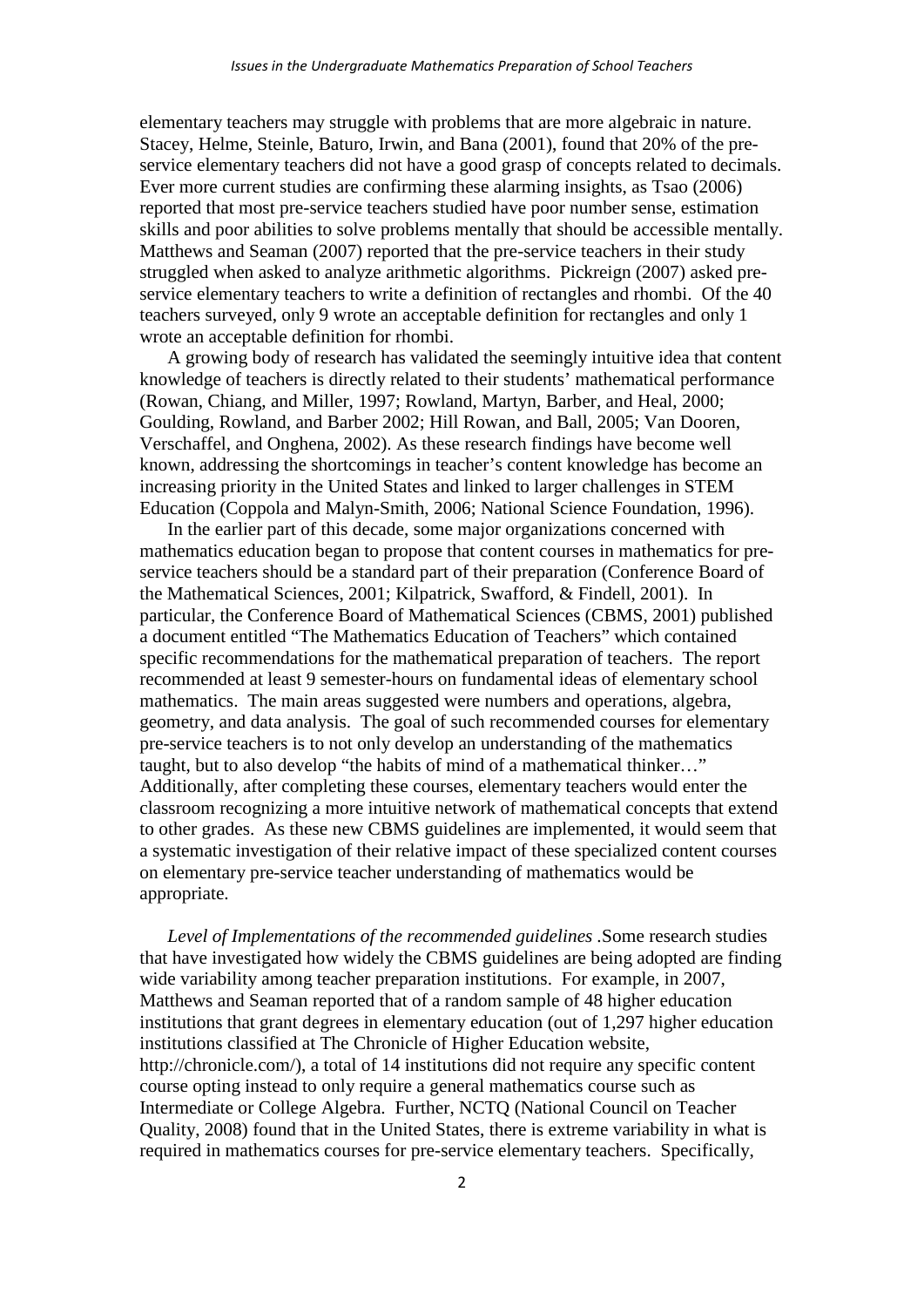elementary teachers may struggle with problems that are more algebraic in nature. Stacey, Helme, Steinle, Baturo, Irwin, and Bana (2001), found that 20% of the pre-service elementary teachers did not have a good grasp of concepts related to decimals. Ever more current studies are confirming these alarming insights, as Tsao (2006) reported that most pre-service teachers studied have poor number sense, estimation skills and poor abilities to solve problems mentally that should be accessible mentally. Matthews and Seaman (2007) reported that the pre-service teachers in their study struggled when asked to analyze arithmetic algorithms. Pickreign (2007) asked pre-service elementary teachers to write a definition of rectangles and rhombi. Of the 40 teachers surveyed, only 9 wrote an acceptable definition for rectangles and only 1 wrote an acceptable definition for rhombi.

A growing body of research has validated the seemingly intuitive idea that content knowledge of teachers is directly related to their students' mathematical performance (Rowan, Chiang, and Miller, 1997; Rowland, Martyn, Barber, and Heal, 2000; Goulding, Rowland, and Barber 2002; Hill Rowan, and Ball, 2005; Van Dooren, Verschaffel, and Onghena, 2002). As these research findings have become well known, addressing the shortcomings in teacher's content knowledge has become an increasing priority in the United States and linked to larger challenges in STEM Education (Coppola and Malyn-Smith, 2006; National Science Foundation, 1996).

In the earlier part of this decade, some major organizations concerned with mathematics education began to propose that content courses in mathematics for pre-service teachers should be a standard part of their preparation (Conference Board of the Mathematical Sciences, 2001; Kilpatrick, Swafford, & Findell, 2001). In particular, the Conference Board of Mathematical Sciences (CBMS, 2001) published a document entitled "The Mathematics Education of Teachers" which contained specific recommendations for the mathematical preparation of teachers. The report recommended at least 9 semester-hours on fundamental ideas of elementary school mathematics. The main areas suggested were numbers and operations, algebra, geometry, and data analysis. The goal of such recommended courses for elementary pre-service teachers is to not only develop an understanding of the mathematics taught, but to also develop "the habits of mind of a mathematical thinker…" Additionally, after completing these courses, elementary teachers would enter the classroom recognizing a more intuitive network of mathematical concepts that extend to other grades. As these new CBMS guidelines are implemented, it would seem that a systematic investigation of their relative impact of these specialized content courses on elementary pre-service teacher understanding of mathematics would be appropriate.

*Level of Implementations of the recommended guidelines* .Some research studies that have investigated how widely the CBMS guidelines are being adopted are finding wide variability among teacher preparation institutions. For example, in 2007, Matthews and Seaman reported that of a random sample of 48 higher education institutions that grant degrees in elementary education (out of 1,297 higher education institutions classified at The Chronicle of Higher Education website, http://chronicle.com/), a total of 14 institutions did not require any specific content course opting instead to only require a general mathematics course such as Intermediate or College Algebra. Further, NCTQ (National Council on Teacher Quality, 2008) found that in the United States, there is extreme variability in what is required in mathematics courses for pre-service elementary teachers. Specifically,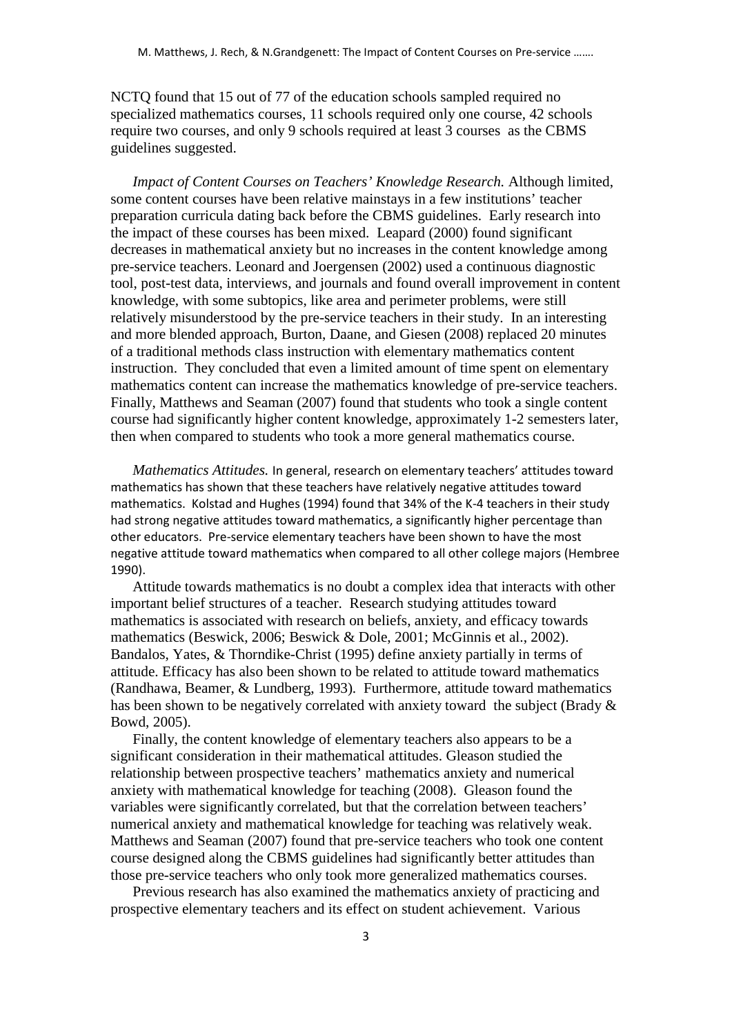NCTQ found that 15 out of 77 of the education schools sampled required no specialized mathematics courses, 11 schools required only one course, 42 schools require two courses, and only 9 schools required at least 3 courses as the CBMS guidelines suggested.

*Impact of Content Courses on Teachers' Knowledge Research.* Although limited, some content courses have been relative mainstays in a few institutions' teacher preparation curricula dating back before the CBMS guidelines. Early research into the impact of these courses has been mixed. Leapard (2000) found significant decreases in mathematical anxiety but no increases in the content knowledge among pre-service teachers. Leonard and Joergensen (2002) used a continuous diagnostic tool, post-test data, interviews, and journals and found overall improvement in content knowledge, with some subtopics, like area and perimeter problems, were still relatively misunderstood by the pre-service teachers in their study. In an interesting and more blended approach, Burton, Daane, and Giesen (2008) replaced 20 minutes of a traditional methods class instruction with elementary mathematics content instruction. They concluded that even a limited amount of time spent on elementary mathematics content can increase the mathematics knowledge of pre-service teachers. Finally, Matthews and Seaman (2007) found that students who took a single content course had significantly higher content knowledge, approximately 1-2 semesters later, then when compared to students who took a more general mathematics course.

*Mathematics Attitudes.* In general, research on elementary teachers' attitudes toward mathematics has shown that these teachers have relatively negative attitudes toward mathematics. Kolstad and Hughes (1994) found that 34% of the K-4 teachers in their study had strong negative attitudes toward mathematics, a significantly higher percentage than other educators. Pre-service elementary teachers have been shown to have the most negative attitude toward mathematics when compared to all other college majors (Hembree 1990).

Attitude towards mathematics is no doubt a complex idea that interacts with other important belief structures of a teacher. Research studying attitudes toward mathematics is associated with research on beliefs, anxiety, and efficacy towards mathematics (Beswick, 2006; Beswick & Dole, 2001; McGinnis et al., 2002). Bandalos, Yates, & Thorndike-Christ (1995) define anxiety partially in terms of attitude. Efficacy has also been shown to be related to attitude toward mathematics (Randhawa, Beamer, & Lundberg, 1993). Furthermore, attitude toward mathematics has been shown to be negatively correlated with anxiety toward the subject (Brady & Bowd, 2005).

Finally, the content knowledge of elementary teachers also appears to be a significant consideration in their mathematical attitudes. Gleason studied the relationship between prospective teachers' mathematics anxiety and numerical anxiety with mathematical knowledge for teaching (2008). Gleason found the variables were significantly correlated, but that the correlation between teachers' numerical anxiety and mathematical knowledge for teaching was relatively weak. Matthews and Seaman (2007) found that pre-service teachers who took one content course designed along the CBMS guidelines had significantly better attitudes than those pre-service teachers who only took more generalized mathematics courses.

Previous research has also examined the mathematics anxiety of practicing and prospective elementary teachers and its effect on student achievement. Various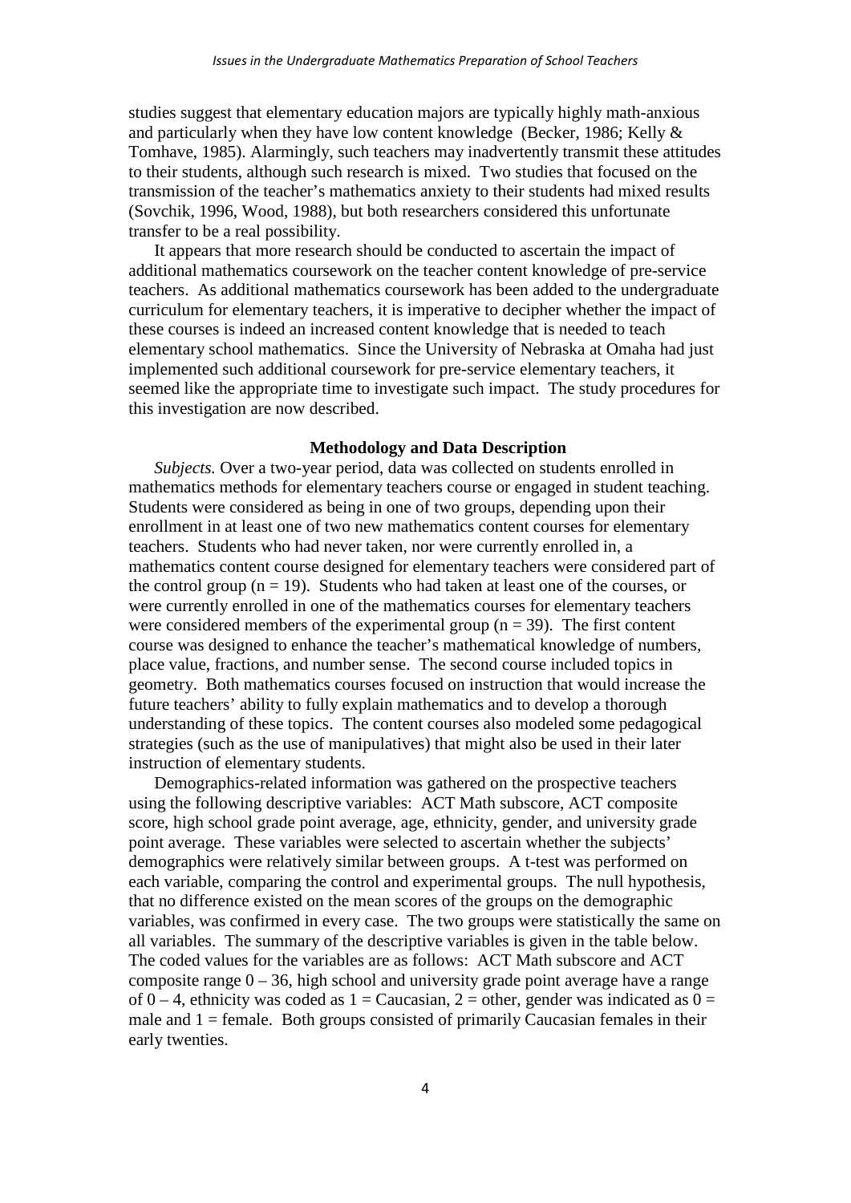studies suggest that elementary education majors are typically highly math-anxious and particularly when they have low content knowledge (Becker, 1986; Kelly & Tomhave, 1985). Alarmingly, such teachers may inadvertently transmit these attitudes to their students, although such research is mixed. Two studies that focused on the transmission of the teacher's mathematics anxiety to their students had mixed results (Sovchik, 1996, Wood, 1988), but both researchers considered this unfortunate transfer to be a real possibility.

It appears that more research should be conducted to ascertain the impact of additional mathematics coursework on the teacher content knowledge of pre-service teachers. As additional mathematics coursework has been added to the undergraduate curriculum for elementary teachers, it is imperative to decipher whether the impact of these courses is indeed an increased content knowledge that is needed to teach elementary school mathematics. Since the University of Nebraska at Omaha had just implemented such additional coursework for pre-service elementary teachers, it seemed like the appropriate time to investigate such impact. The study procedures for this investigation are now described.

## Methodology and Data Description

*Subjects.* Over a two-year period, data was collected on students enrolled in mathematics methods for elementary teachers course or engaged in student teaching. Students were considered as being in one of two groups, depending upon their enrollment in at least one of two new mathematics content courses for elementary teachers. Students who had never taken, nor were currently enrolled in, a mathematics content course designed for elementary teachers were considered part of the control group (n = 19). Students who had taken at least one of the courses, or were currently enrolled in one of the mathematics courses for elementary teachers were considered members of the experimental group (n = 39). The first content course was designed to enhance the teacher's mathematical knowledge of numbers, place value, fractions, and number sense. The second course included topics in geometry. Both mathematics courses focused on instruction that would increase the future teachers' ability to fully explain mathematics and to develop a thorough understanding of these topics. The content courses also modeled some pedagogical strategies (such as the use of manipulatives) that might also be used in their later instruction of elementary students.

Demographics-related information was gathered on the prospective teachers using the following descriptive variables: ACT Math subscore, ACT composite score, high school grade point average, age, ethnicity, gender, and university grade point average. These variables were selected to ascertain whether the subjects' demographics were relatively similar between groups. A t-test was performed on each variable, comparing the control and experimental groups. The null hypothesis, that no difference existed on the mean scores of the groups on the demographic variables, was confirmed in every case. The two groups were statistically the same on all variables. The summary of the descriptive variables is given in the table below. The coded values for the variables are as follows: ACT Math subscore and ACT composite range 0 – 36, high school and university grade point average have a range of 0 – 4, ethnicity was coded as 1 = Caucasian, 2 = other, gender was indicated as 0 = male and 1 = female. Both groups consisted of primarily Caucasian females in their early twenties.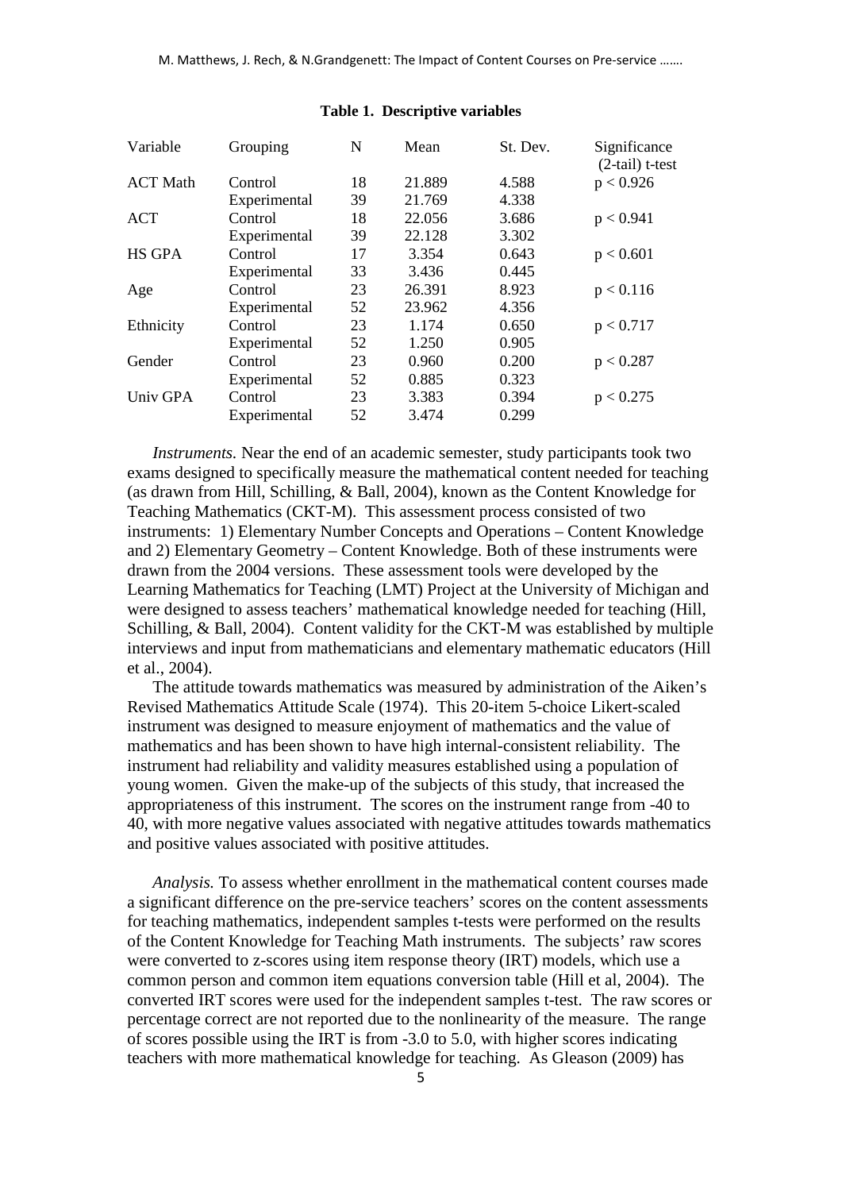**Table 1. Descriptive variables**

| Variable | Grouping | N | Mean | St. Dev. | Significance (2-tail) t-test |
|---|---|---|---|---|---|
| ACT Math | Control | 18 | 21.889 | 4.588 | $p < 0.926$ |
| | Experimental | 39 | 21.769 | 4.338 | |
| ACT | Control | 18 | 22.056 | 3.686 | $p < 0.941$ |
| | Experimental | 39 | 22.128 | 3.302 | |
| HS GPA | Control | 17 | 3.354 | 0.643 | $p < 0.601$ |
| | Experimental | 33 | 3.436 | 0.445 | |
| Age | Control | 23 | 26.391 | 8.923 | $p < 0.116$ |
| | Experimental | 52 | 23.962 | 4.356 | |
| Ethnicity | Control | 23 | 1.174 | 0.650 | $p < 0.717$ |
| | Experimental | 52 | 1.250 | 0.905 | |
| Gender | Control | 23 | 0.960 | 0.200 | $p < 0.287$ |
| | Experimental | 52 | 0.885 | 0.323 | |
| Univ GPA | Control | 23 | 3.383 | 0.394 | $p < 0.275$ |
| | Experimental | 52 | 3.474 | 0.299 | |

*Instruments.* Near the end of an academic semester, study participants took two exams designed to specifically measure the mathematical content needed for teaching (as drawn from Hill, Schilling, & Ball, 2004), known as the Content Knowledge for Teaching Mathematics (CKT-M). This assessment process consisted of two instruments: 1) Elementary Number Concepts and Operations – Content Knowledge and 2) Elementary Geometry – Content Knowledge. Both of these instruments were drawn from the 2004 versions. These assessment tools were developed by the Learning Mathematics for Teaching (LMT) Project at the University of Michigan and were designed to assess teachers' mathematical knowledge needed for teaching (Hill, Schilling, & Ball, 2004). Content validity for the CKT-M was established by multiple interviews and input from mathematicians and elementary mathematic educators (Hill et al., 2004).

The attitude towards mathematics was measured by administration of the Aiken's Revised Mathematics Attitude Scale (1974). This 20-item 5-choice Likert-scaled instrument was designed to measure enjoyment of mathematics and the value of mathematics and has been shown to have high internal-consistent reliability. The instrument had reliability and validity measures established using a population of young women. Given the make-up of the subjects of this study, that increased the appropriateness of this instrument. The scores on the instrument range from -40 to 40, with more negative values associated with negative attitudes towards mathematics and positive values associated with positive attitudes.

*Analysis.* To assess whether enrollment in the mathematical content courses made a significant difference on the pre-service teachers' scores on the content assessments for teaching mathematics, independent samples t-tests were performed on the results of the Content Knowledge for Teaching Math instruments. The subjects' raw scores were converted to z-scores using item response theory (IRT) models, which use a common person and common item equations conversion table (Hill et al, 2004). The converted IRT scores were used for the independent samples t-test. The raw scores or percentage correct are not reported due to the nonlinearity of the measure. The range of scores possible using the IRT is from -3.0 to 5.0, with higher scores indicating teachers with more mathematical knowledge for teaching. As Gleason (2009) has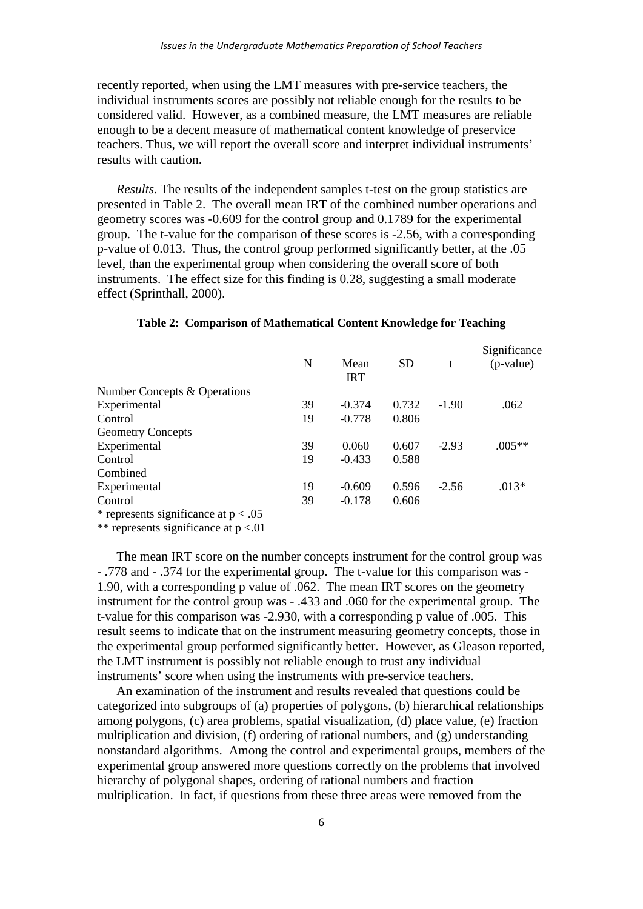recently reported, when using the LMT measures with pre-service teachers, the individual instruments scores are possibly not reliable enough for the results to be considered valid. However, as a combined measure, the LMT measures are reliable enough to be a decent measure of mathematical content knowledge of preservice teachers. Thus, we will report the overall score and interpret individual instruments' results with caution.

*Results.* The results of the independent samples t-test on the group statistics are presented in Table 2. The overall mean IRT of the combined number operations and geometry scores was -0.609 for the control group and 0.1789 for the experimental group. The t-value for the comparison of these scores is -2.56, with a corresponding p-value of 0.013. Thus, the control group performed significantly better, at the .05 level, than the experimental group when considering the overall score of both instruments. The effect size for this finding is 0.28, suggesting a small moderate effect (Sprinthall, 2000).

**Table 2: Comparison of Mathematical Content Knowledge for Teaching**

| | N | Mean IRT | SD | t | Significance (p-value) |
|---|---|---|---|---|---|
| Number Concepts & Operations | | | | | |
| Experimental | 39 | -0.374 | 0.732 | -1.90 | .062 |
| Control | 19 | -0.778 | 0.806 | | |
| Geometry Concepts | | | | | |
| Experimental | 39 | 0.060 | 0.607 | -2.93 | .005** |
| Control | 19 | -0.433 | 0.588 | | |
| Combined | | | | | |
| Experimental | 19 | -0.609 | 0.596 | -2.56 | .013* |
| Control | 39 | -0.178 | 0.606 | | |

\* represents significance at $p < .05$
\*\* represents significance at $p <.01$

The mean IRT score on the number concepts instrument for the control group was - .778 and - .374 for the experimental group. The t-value for this comparison was -1.90, with a corresponding p value of .062. The mean IRT scores on the geometry instrument for the control group was - .433 and .060 for the experimental group. The t-value for this comparison was -2.930, with a corresponding p value of .005. This result seems to indicate that on the instrument measuring geometry concepts, those in the experimental group performed significantly better. However, as Gleason reported, the LMT instrument is possibly not reliable enough to trust any individual instruments' score when using the instruments with pre-service teachers.

An examination of the instrument and results revealed that questions could be categorized into subgroups of (a) properties of polygons, (b) hierarchical relationships among polygons, (c) area problems, spatial visualization, (d) place value, (e) fraction multiplication and division, (f) ordering of rational numbers, and (g) understanding nonstandard algorithms. Among the control and experimental groups, members of the experimental group answered more questions correctly on the problems that involved hierarchy of polygonal shapes, ordering of rational numbers and fraction multiplication. In fact, if questions from these three areas were removed from the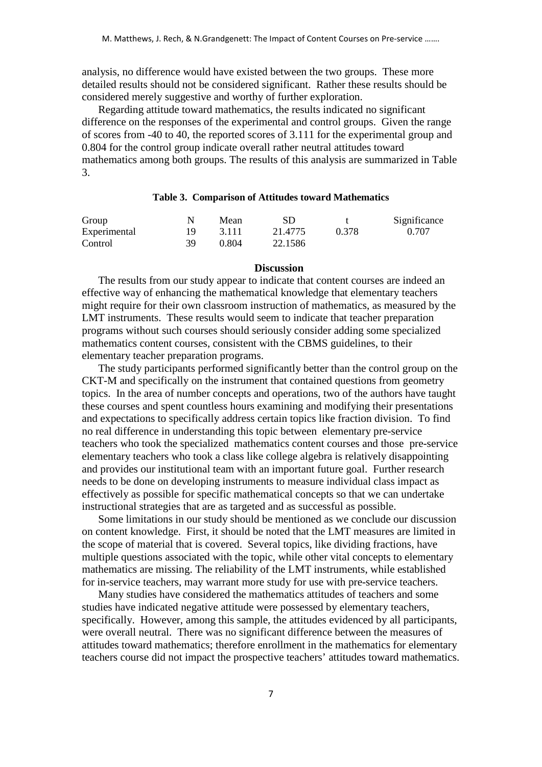analysis, no difference would have existed between the two groups. These more detailed results should not be considered significant. Rather these results should be considered merely suggestive and worthy of further exploration.

Regarding attitude toward mathematics, the results indicated no significant difference on the responses of the experimental and control groups. Given the range of scores from -40 to 40, the reported scores of 3.111 for the experimental group and 0.804 for the control group indicate overall rather neutral attitudes toward mathematics among both groups. The results of this analysis are summarized in Table 3.

**Table 3. Comparison of Attitudes toward Mathematics**

| Group | N | Mean | SD | t | Significance |
|---|---|---|---|---|---|
| Experimental | 19 | 3.111 | 21.4775 | 0.378 | 0.707 |
| Control | 39 | 0.804 | 22.1586 | | |

## Discussion

The results from our study appear to indicate that content courses are indeed an effective way of enhancing the mathematical knowledge that elementary teachers might require for their own classroom instruction of mathematics, as measured by the LMT instruments. These results would seem to indicate that teacher preparation programs without such courses should seriously consider adding some specialized mathematics content courses, consistent with the CBMS guidelines, to their elementary teacher preparation programs.

The study participants performed significantly better than the control group on the CKT-M and specifically on the instrument that contained questions from geometry topics. In the area of number concepts and operations, two of the authors have taught these courses and spent countless hours examining and modifying their presentations and expectations to specifically address certain topics like fraction division. To find no real difference in understanding this topic between elementary pre-service teachers who took the specialized mathematics content courses and those pre-service elementary teachers who took a class like college algebra is relatively disappointing and provides our institutional team with an important future goal. Further research needs to be done on developing instruments to measure individual class impact as effectively as possible for specific mathematical concepts so that we can undertake instructional strategies that are as targeted and as successful as possible.

Some limitations in our study should be mentioned as we conclude our discussion on content knowledge. First, it should be noted that the LMT measures are limited in the scope of material that is covered. Several topics, like dividing fractions, have multiple questions associated with the topic, while other vital concepts to elementary mathematics are missing. The reliability of the LMT instruments, while established for in-service teachers, may warrant more study for use with pre-service teachers.

Many studies have considered the mathematics attitudes of teachers and some studies have indicated negative attitude were possessed by elementary teachers, specifically. However, among this sample, the attitudes evidenced by all participants, were overall neutral. There was no significant difference between the measures of attitudes toward mathematics; therefore enrollment in the mathematics for elementary teachers course did not impact the prospective teachers' attitudes toward mathematics.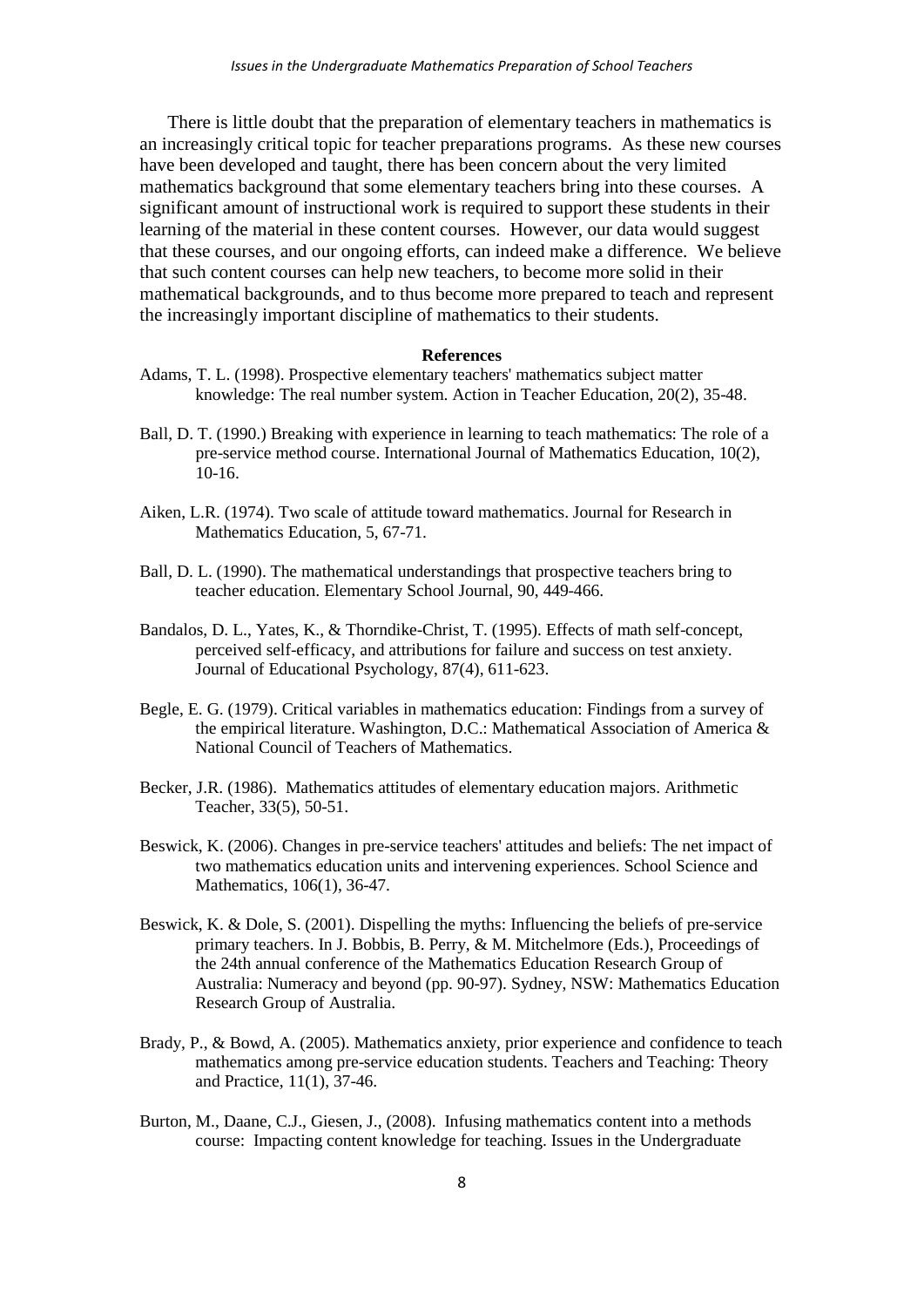There is little doubt that the preparation of elementary teachers in mathematics is an increasingly critical topic for teacher preparations programs. As these new courses have been developed and taught, there has been concern about the very limited mathematics background that some elementary teachers bring into these courses. A significant amount of instructional work is required to support these students in their learning of the material in these content courses. However, our data would suggest that these courses, and our ongoing efforts, can indeed make a difference. We believe that such content courses can help new teachers, to become more solid in their mathematical backgrounds, and to thus become more prepared to teach and represent the increasingly important discipline of mathematics to their students.

## References

Adams, T. L. (1998). Prospective elementary teachers' mathematics subject matter knowledge: The real number system. Action in Teacher Education, 20(2), 35-48.

Ball, D. T. (1990.) Breaking with experience in learning to teach mathematics: The role of a pre-service method course. International Journal of Mathematics Education, 10(2), 10-16.

Aiken, L.R. (1974). Two scale of attitude toward mathematics. Journal for Research in Mathematics Education, 5, 67-71.

Ball, D. L. (1990). The mathematical understandings that prospective teachers bring to teacher education. Elementary School Journal, 90, 449-466.

Bandalos, D. L., Yates, K., & Thorndike-Christ, T. (1995). Effects of math self-concept, perceived self-efficacy, and attributions for failure and success on test anxiety. Journal of Educational Psychology, 87(4), 611-623.

Begle, E. G. (1979). Critical variables in mathematics education: Findings from a survey of the empirical literature. Washington, D.C.: Mathematical Association of America & National Council of Teachers of Mathematics.

Becker, J.R. (1986). Mathematics attitudes of elementary education majors. Arithmetic Teacher, 33(5), 50-51.

Beswick, K. (2006). Changes in pre-service teachers' attitudes and beliefs: The net impact of two mathematics education units and intervening experiences. School Science and Mathematics, 106(1), 36-47.

Beswick, K. & Dole, S. (2001). Dispelling the myths: Influencing the beliefs of pre-service primary teachers. In J. Bobbis, B. Perry, & M. Mitchelmore (Eds.), Proceedings of the 24th annual conference of the Mathematics Education Research Group of Australia: Numeracy and beyond (pp. 90-97). Sydney, NSW: Mathematics Education Research Group of Australia.

Brady, P., & Bowd, A. (2005). Mathematics anxiety, prior experience and confidence to teach mathematics among pre-service education students. Teachers and Teaching: Theory and Practice, 11(1), 37-46.

Burton, M., Daane, C.J., Giesen, J., (2008). Infusing mathematics content into a methods course: Impacting content knowledge for teaching. Issues in the Undergraduate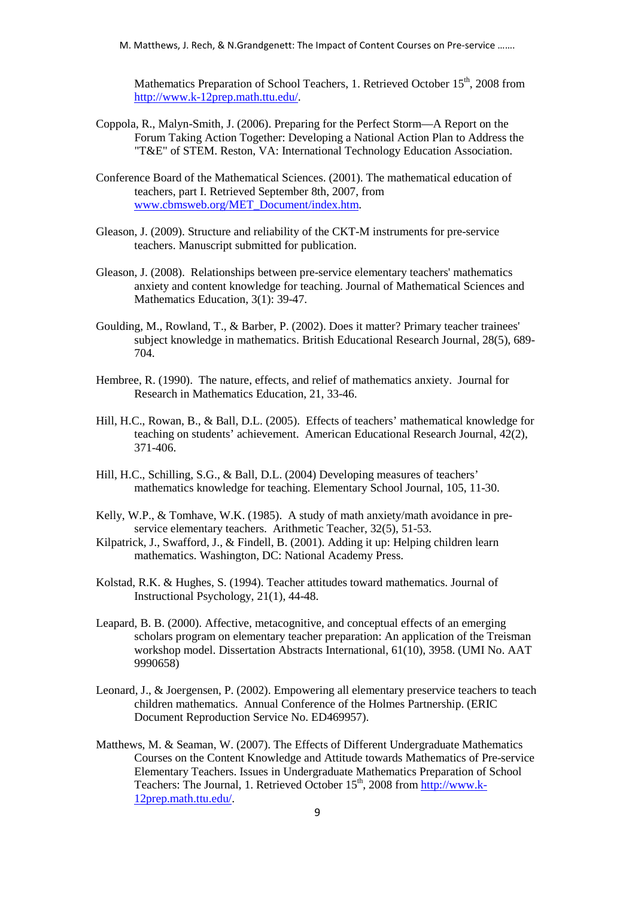Mathematics Preparation of School Teachers, 1. Retrieved October 15th, 2008 from http://www.k-12prep.math.ttu.edu/.

Coppola, R., Malyn-Smith, J. (2006). Preparing for the Perfect Storm—A Report on the Forum Taking Action Together: Developing a National Action Plan to Address the "T&E" of STEM. Reston, VA: International Technology Education Association.

Conference Board of the Mathematical Sciences. (2001). The mathematical education of teachers, part I. Retrieved September 8th, 2007, from www.cbmsweb.org/MET_Document/index.htm.

Gleason, J. (2009). Structure and reliability of the CKT-M instruments for pre-service teachers. Manuscript submitted for publication.

Gleason, J. (2008). Relationships between pre-service elementary teachers' mathematics anxiety and content knowledge for teaching. Journal of Mathematical Sciences and Mathematics Education, 3(1): 39-47.

Goulding, M., Rowland, T., & Barber, P. (2002). Does it matter? Primary teacher trainees' subject knowledge in mathematics. British Educational Research Journal, 28(5), 689-704.

Hembree, R. (1990). The nature, effects, and relief of mathematics anxiety. Journal for Research in Mathematics Education, 21, 33-46.

Hill, H.C., Rowan, B., & Ball, D.L. (2005). Effects of teachers' mathematical knowledge for teaching on students' achievement. American Educational Research Journal, 42(2), 371-406.

Hill, H.C., Schilling, S.G., & Ball, D.L. (2004) Developing measures of teachers' mathematics knowledge for teaching. Elementary School Journal, 105, 11-30.

Kelly, W.P., & Tomhave, W.K. (1985). A study of math anxiety/math avoidance in pre-service elementary teachers. Arithmetic Teacher, 32(5), 51-53.

Kilpatrick, J., Swafford, J., & Findell, B. (2001). Adding it up: Helping children learn mathematics. Washington, DC: National Academy Press.

Kolstad, R.K. & Hughes, S. (1994). Teacher attitudes toward mathematics. Journal of Instructional Psychology, 21(1), 44-48.

Leapard, B. B. (2000). Affective, metacognitive, and conceptual effects of an emerging scholars program on elementary teacher preparation: An application of the Treisman workshop model. Dissertation Abstracts International, 61(10), 3958. (UMI No. AAT 9990658)

Leonard, J., & Joergensen, P. (2002). Empowering all elementary preservice teachers to teach children mathematics. Annual Conference of the Holmes Partnership. (ERIC Document Reproduction Service No. ED469957).

Matthews, M. & Seaman, W. (2007). The Effects of Different Undergraduate Mathematics Courses on the Content Knowledge and Attitude towards Mathematics of Pre-service Elementary Teachers. Issues in Undergraduate Mathematics Preparation of School Teachers: The Journal, 1. Retrieved October 15th, 2008 from http://www.k-12prep.math.ttu.edu/.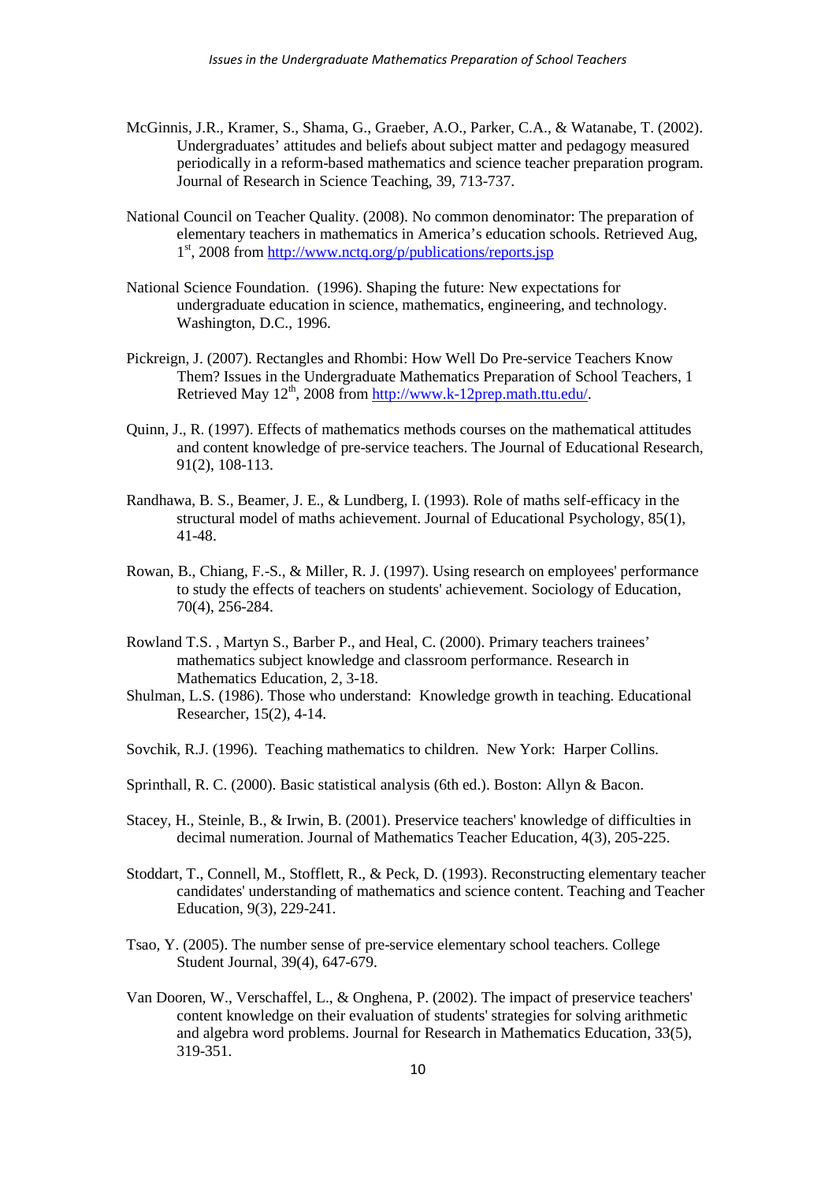McGinnis, J.R., Kramer, S., Shama, G., Graeber, A.O., Parker, C.A., & Watanabe, T. (2002). Undergraduates' attitudes and beliefs about subject matter and pedagogy measured periodically in a reform-based mathematics and science teacher preparation program. Journal of Research in Science Teaching, 39, 713-737.

National Council on Teacher Quality. (2008). No common denominator: The preparation of elementary teachers in mathematics in America's education schools. Retrieved Aug, 1st, 2008 from http://www.nctq.org/p/publications/reports.jsp

National Science Foundation. (1996). Shaping the future: New expectations for undergraduate education in science, mathematics, engineering, and technology. Washington, D.C., 1996.

Pickreign, J. (2007). Rectangles and Rhombi: How Well Do Pre-service Teachers Know Them? Issues in the Undergraduate Mathematics Preparation of School Teachers, 1 Retrieved May 12th, 2008 from http://www.k-12prep.math.ttu.edu/.

Quinn, J., R. (1997). Effects of mathematics methods courses on the mathematical attitudes and content knowledge of pre-service teachers. The Journal of Educational Research, 91(2), 108-113.

Randhawa, B. S., Beamer, J. E., & Lundberg, I. (1993). Role of maths self-efficacy in the structural model of maths achievement. Journal of Educational Psychology, 85(1), 41-48.

Rowan, B., Chiang, F.-S., & Miller, R. J. (1997). Using research on employees' performance to study the effects of teachers on students' achievement. Sociology of Education, 70(4), 256-284.

Rowland T.S. , Martyn S., Barber P., and Heal, C. (2000). Primary teachers trainees' mathematics subject knowledge and classroom performance. Research in Mathematics Education, 2, 3-18.

Shulman, L.S. (1986). Those who understand: Knowledge growth in teaching. Educational Researcher, 15(2), 4-14.

Sovchik, R.J. (1996). Teaching mathematics to children. New York: Harper Collins.

Sprinthall, R. C. (2000). Basic statistical analysis (6th ed.). Boston: Allyn & Bacon.

Stacey, H., Steinle, B., & Irwin, B. (2001). Preservice teachers' knowledge of difficulties in decimal numeration. Journal of Mathematics Teacher Education, 4(3), 205-225.

Stoddart, T., Connell, M., Stofflett, R., & Peck, D. (1993). Reconstructing elementary teacher candidates' understanding of mathematics and science content. Teaching and Teacher Education, 9(3), 229-241.

Tsao, Y. (2005). The number sense of pre-service elementary school teachers. College Student Journal, 39(4), 647-679.

Van Dooren, W., Verschaffel, L., & Onghena, P. (2002). The impact of preservice teachers' content knowledge on their evaluation of students' strategies for solving arithmetic and algebra word problems. Journal for Research in Mathematics Education, 33(5), 319-351.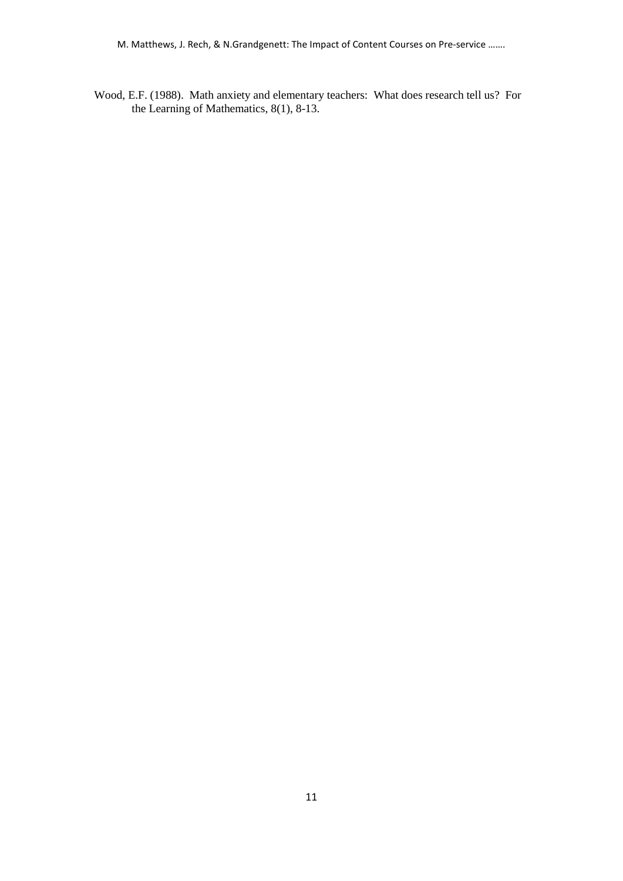Wood, E.F. (1988). Math anxiety and elementary teachers: What does research tell us? For the Learning of Mathematics, 8(1), 8-13.